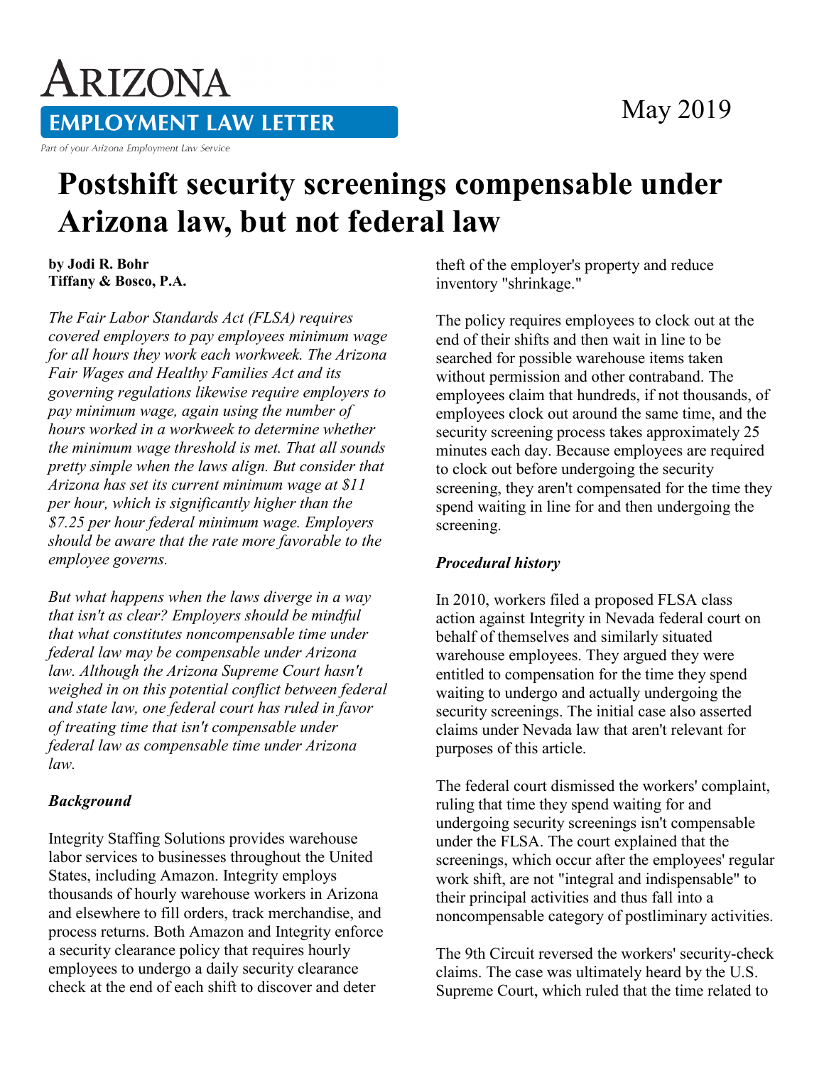# ARIZONA EMPLOYMENT LAW LETTER

Part of your Arizona Employment Law Service

May 2019

# Postshift security screenings compensable under Arizona law, but not federal law

**by Jodi R. Bohr**
**Tiffany & Bosco, P.A.**

*The Fair Labor Standards Act (FLSA) requires covered employers to pay employees minimum wage for all hours they work each workweek. The Arizona Fair Wages and Healthy Families Act and its governing regulations likewise require employers to pay minimum wage, again using the number of hours worked in a workweek to determine whether the minimum wage threshold is met. That all sounds pretty simple when the laws align. But consider that Arizona has set its current minimum wage at $11 per hour, which is significantly higher than the $7.25 per hour federal minimum wage. Employers should be aware that the rate more favorable to the employee governs.*

*But what happens when the laws diverge in a way that isn't as clear? Employers should be mindful that what constitutes noncompensable time under federal law may be compensable under Arizona law. Although the Arizona Supreme Court hasn't weighed in on this potential conflict between federal and state law, one federal court has ruled in favor of treating time that isn't compensable under federal law as compensable time under Arizona law.*

### *Background*

Integrity Staffing Solutions provides warehouse labor services to businesses throughout the United States, including Amazon. Integrity employs thousands of hourly warehouse workers in Arizona and elsewhere to fill orders, track merchandise, and process returns. Both Amazon and Integrity enforce a security clearance policy that requires hourly employees to undergo a daily security clearance check at the end of each shift to discover and deter theft of the employer's property and reduce inventory "shrinkage."

The policy requires employees to clock out at the end of their shifts and then wait in line to be searched for possible warehouse items taken without permission and other contraband. The employees claim that hundreds, if not thousands, of employees clock out around the same time, and the security screening process takes approximately 25 minutes each day. Because employees are required to clock out before undergoing the security screening, they aren't compensated for the time they spend waiting in line for and then undergoing the screening.

### *Procedural history*

In 2010, workers filed a proposed FLSA class action against Integrity in Nevada federal court on behalf of themselves and similarly situated warehouse employees. They argued they were entitled to compensation for the time they spend waiting to undergo and actually undergoing the security screenings. The initial case also asserted claims under Nevada law that aren't relevant for purposes of this article.

The federal court dismissed the workers' complaint, ruling that time they spend waiting for and undergoing security screenings isn't compensable under the FLSA. The court explained that the screenings, which occur after the employees' regular work shift, are not "integral and indispensable" to their principal activities and thus fall into a noncompensable category of postliminary activities.

The 9th Circuit reversed the workers' security-check claims. The case was ultimately heard by the U.S. Supreme Court, which ruled that the time related to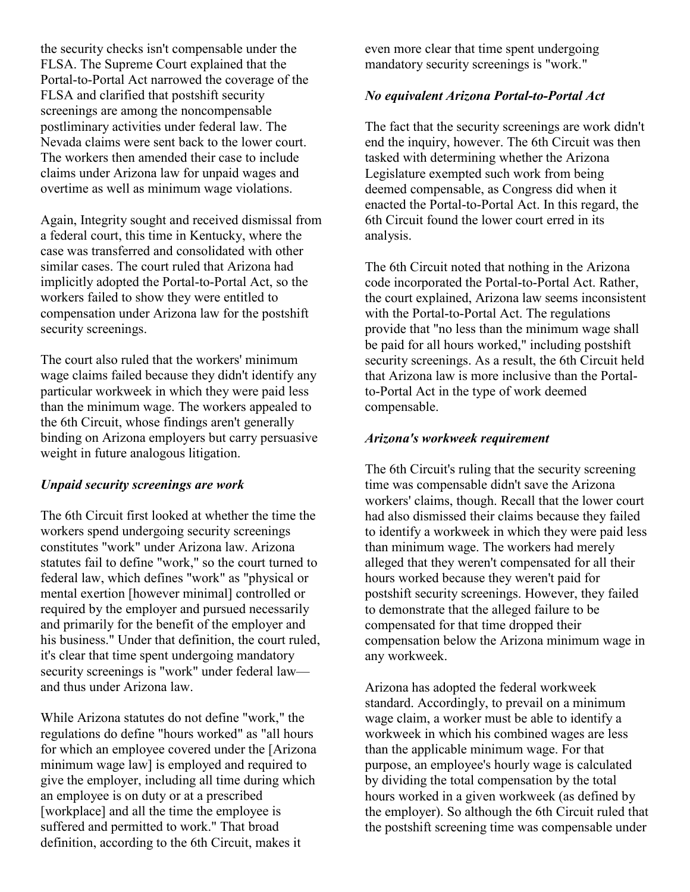the security checks isn't compensable under the FLSA. The Supreme Court explained that the Portal-to-Portal Act narrowed the coverage of the FLSA and clarified that postshift security screenings are among the noncompensable postliminary activities under federal law. The Nevada claims were sent back to the lower court. The workers then amended their case to include claims under Arizona law for unpaid wages and overtime as well as minimum wage violations.

Again, Integrity sought and received dismissal from a federal court, this time in Kentucky, where the case was transferred and consolidated with other similar cases. The court ruled that Arizona had implicitly adopted the Portal-to-Portal Act, so the workers failed to show they were entitled to compensation under Arizona law for the postshift security screenings.

The court also ruled that the workers' minimum wage claims failed because they didn't identify any particular workweek in which they were paid less than the minimum wage. The workers appealed to the 6th Circuit, whose findings aren't generally binding on Arizona employers but carry persuasive weight in future analogous litigation.

### *Unpaid security screenings are work*

The 6th Circuit first looked at whether the time the workers spend undergoing security screenings constitutes "work" under Arizona law. Arizona statutes fail to define "work," so the court turned to federal law, which defines "work" as "physical or mental exertion [however minimal] controlled or required by the employer and pursued necessarily and primarily for the benefit of the employer and his business." Under that definition, the court ruled, it's clear that time spent undergoing mandatory security screenings is "work" under federal law—and thus under Arizona law.

While Arizona statutes do not define "work," the regulations do define "hours worked" as "all hours for which an employee covered under the [Arizona minimum wage law] is employed and required to give the employer, including all time during which an employee is on duty or at a prescribed [workplace] and all the time the employee is suffered and permitted to work." That broad definition, according to the 6th Circuit, makes it even more clear that time spent undergoing mandatory security screenings is "work."

### *No equivalent Arizona Portal-to-Portal Act*

The fact that the security screenings are work didn't end the inquiry, however. The 6th Circuit was then tasked with determining whether the Arizona Legislature exempted such work from being deemed compensable, as Congress did when it enacted the Portal-to-Portal Act. In this regard, the 6th Circuit found the lower court erred in its analysis.

The 6th Circuit noted that nothing in the Arizona code incorporated the Portal-to-Portal Act. Rather, the court explained, Arizona law seems inconsistent with the Portal-to-Portal Act. The regulations provide that "no less than the minimum wage shall be paid for all hours worked," including postshift security screenings. As a result, the 6th Circuit held that Arizona law is more inclusive than the Portal-to-Portal Act in the type of work deemed compensable.

### *Arizona's workweek requirement*

The 6th Circuit's ruling that the security screening time was compensable didn't save the Arizona workers' claims, though. Recall that the lower court had also dismissed their claims because they failed to identify a workweek in which they were paid less than minimum wage. The workers had merely alleged that they weren't compensated for all their hours worked because they weren't paid for postshift security screenings. However, they failed to demonstrate that the alleged failure to be compensated for that time dropped their compensation below the Arizona minimum wage in any workweek.

Arizona has adopted the federal workweek standard. Accordingly, to prevail on a minimum wage claim, a worker must be able to identify a workweek in which his combined wages are less than the applicable minimum wage. For that purpose, an employee's hourly wage is calculated by dividing the total compensation by the total hours worked in a given workweek (as defined by the employer). So although the 6th Circuit ruled that the postshift screening time was compensable under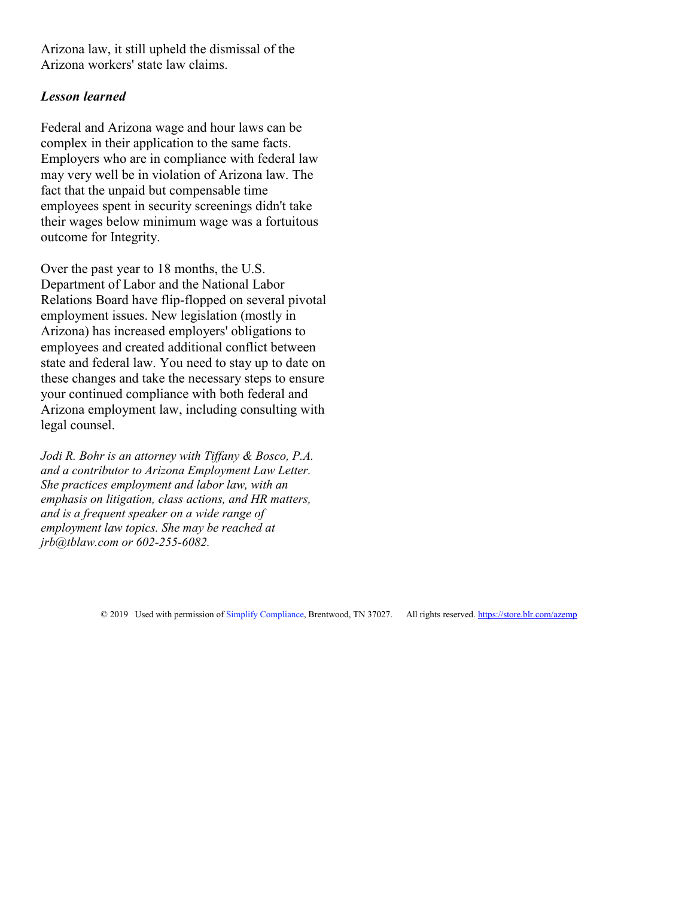Arizona law, it still upheld the dismissal of the Arizona workers' state law claims.

### *Lesson learned*

Federal and Arizona wage and hour laws can be complex in their application to the same facts. Employers who are in compliance with federal law may very well be in violation of Arizona law. The fact that the unpaid but compensable time employees spent in security screenings didn't take their wages below minimum wage was a fortuitous outcome for Integrity.

Over the past year to 18 months, the U.S. Department of Labor and the National Labor Relations Board have flip-flopped on several pivotal employment issues. New legislation (mostly in Arizona) has increased employers' obligations to employees and created additional conflict between state and federal law. You need to stay up to date on these changes and take the necessary steps to ensure your continued compliance with both federal and Arizona employment law, including consulting with legal counsel.

*Jodi R. Bohr is an attorney with Tiffany & Bosco, P.A. and a contributor to Arizona Employment Law Letter. She practices employment and labor law, with an emphasis on litigation, class actions, and HR matters, and is a frequent speaker on a wide range of employment law topics. She may be reached at jrb@tblaw.com or 602-255-6082.*

© 2019 Used with permission of Simplify Compliance, Brentwood, TN 37027. All rights reserved. https://store.blr.com/azemp